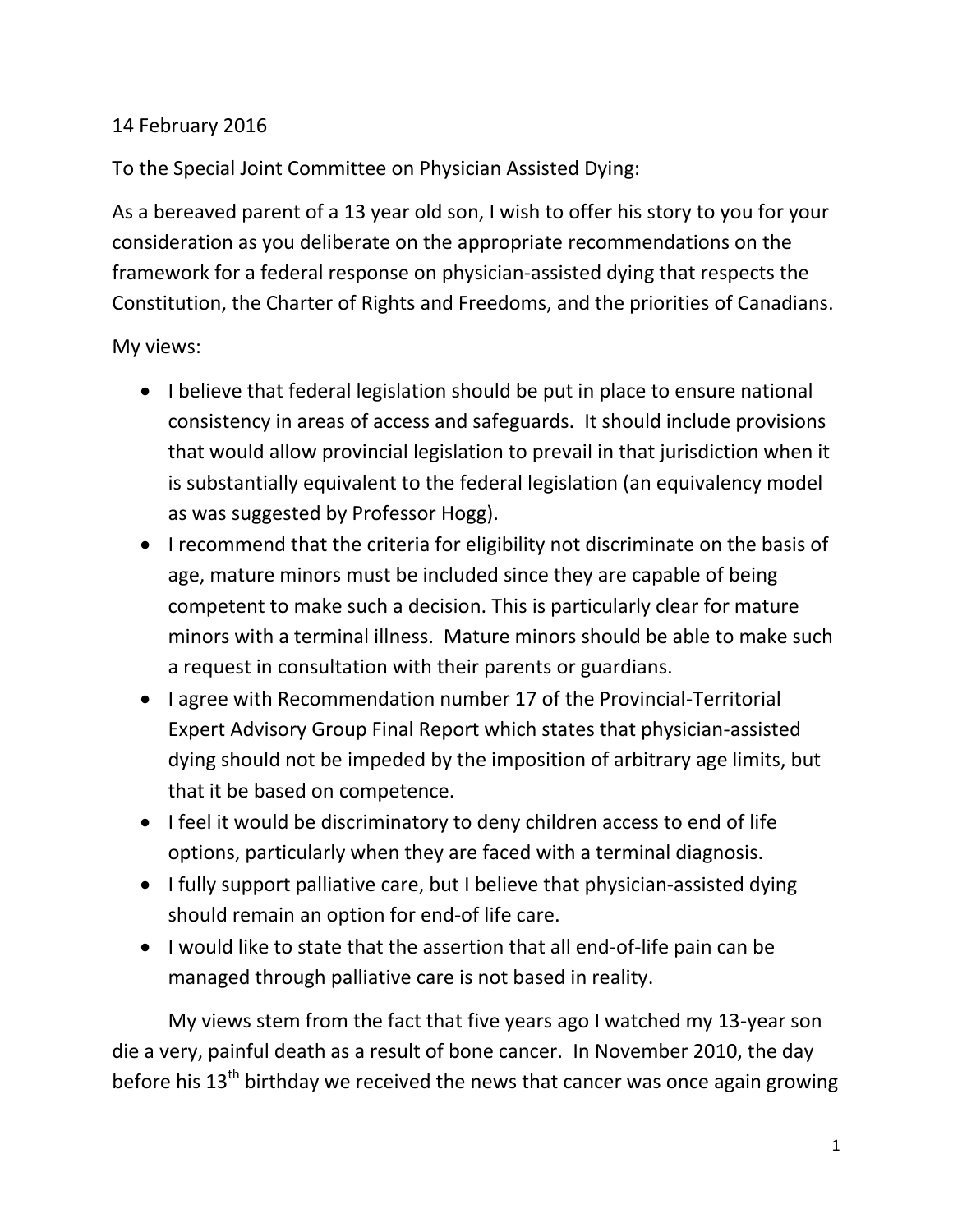14 February 2016

To the Special Joint Committee on Physician Assisted Dying:

As a bereaved parent of a 13 year old son, I wish to offer his story to you for your consideration as you deliberate on the appropriate recommendations on the framework for a federal response on physician-assisted dying that respects the Constitution, the Charter of Rights and Freedoms, and the priorities of Canadians.

My views:

- I believe that federal legislation should be put in place to ensure national consistency in areas of access and safeguards. It should include provisions that would allow provincial legislation to prevail in that jurisdiction when it is substantially equivalent to the federal legislation (an equivalency model as was suggested by Professor Hogg).
- I recommend that the criteria for eligibility not discriminate on the basis of age, mature minors must be included since they are capable of being competent to make such a decision. This is particularly clear for mature minors with a terminal illness. Mature minors should be able to make such a request in consultation with their parents or guardians.
- I agree with Recommendation number 17 of the Provincial-Territorial Expert Advisory Group Final Report which states that physician-assisted dying should not be impeded by the imposition of arbitrary age limits, but that it be based on competence.
- I feel it would be discriminatory to deny children access to end of life options, particularly when they are faced with a terminal diagnosis.
- I fully support palliative care, but I believe that physician-assisted dying should remain an option for end-of life care.
- I would like to state that the assertion that all end-of-life pain can be managed through palliative care is not based in reality.

My views stem from the fact that five years ago I watched my 13-year son die a very, painful death as a result of bone cancer. In November 2010, the day before his 13th birthday we received the news that cancer was once again growing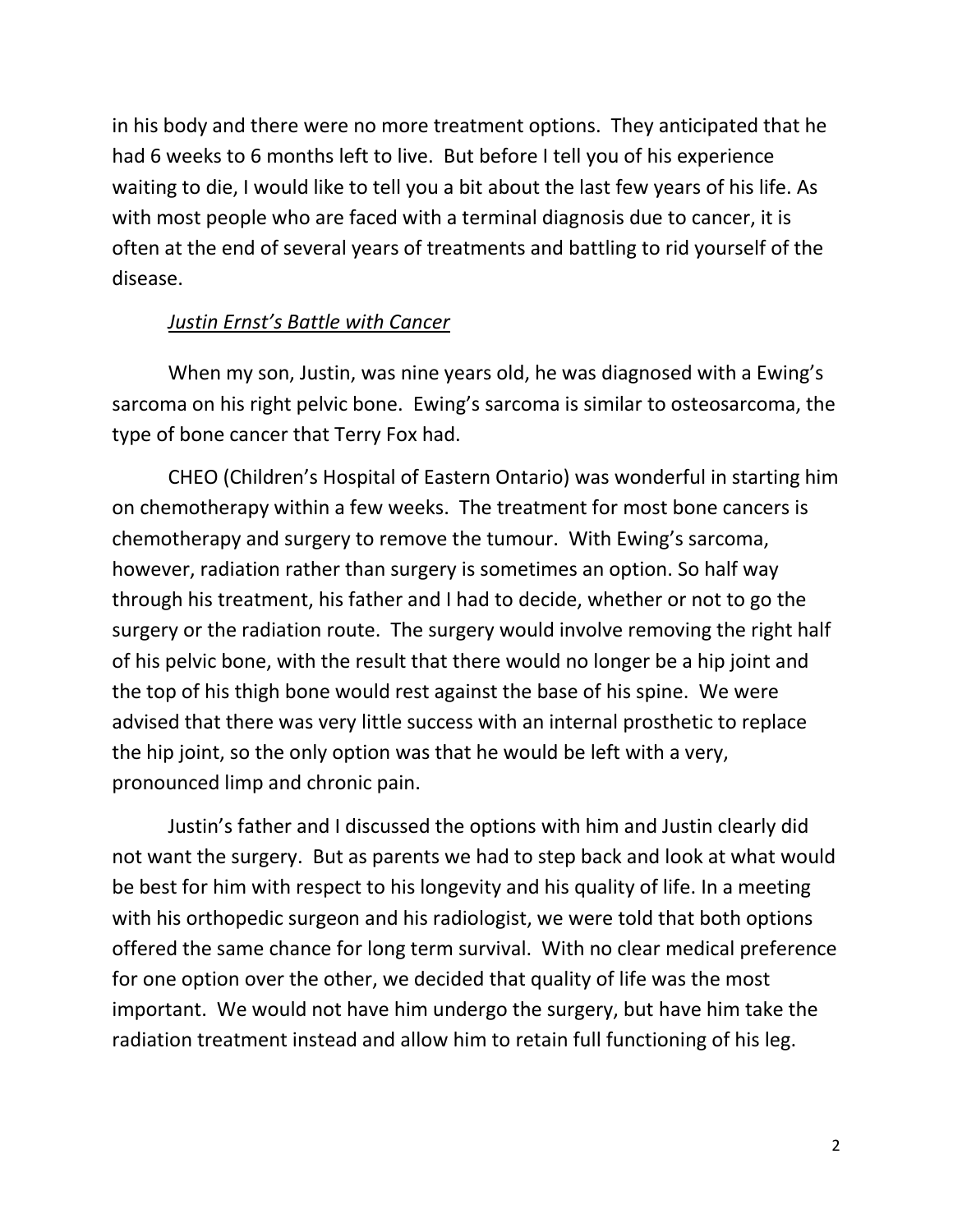in his body and there were no more treatment options. They anticipated that he had 6 weeks to 6 months left to live. But before I tell you of his experience waiting to die, I would like to tell you a bit about the last few years of his life. As with most people who are faced with a terminal diagnosis due to cancer, it is often at the end of several years of treatments and battling to rid yourself of the disease.

*Justin Ernst's Battle with Cancer*

When my son, Justin, was nine years old, he was diagnosed with a Ewing's sarcoma on his right pelvic bone. Ewing's sarcoma is similar to osteosarcoma, the type of bone cancer that Terry Fox had.

CHEO (Children's Hospital of Eastern Ontario) was wonderful in starting him on chemotherapy within a few weeks. The treatment for most bone cancers is chemotherapy and surgery to remove the tumour. With Ewing's sarcoma, however, radiation rather than surgery is sometimes an option. So half way through his treatment, his father and I had to decide, whether or not to go the surgery or the radiation route. The surgery would involve removing the right half of his pelvic bone, with the result that there would no longer be a hip joint and the top of his thigh bone would rest against the base of his spine. We were advised that there was very little success with an internal prosthetic to replace the hip joint, so the only option was that he would be left with a very, pronounced limp and chronic pain.

Justin's father and I discussed the options with him and Justin clearly did not want the surgery. But as parents we had to step back and look at what would be best for him with respect to his longevity and his quality of life. In a meeting with his orthopedic surgeon and his radiologist, we were told that both options offered the same chance for long term survival. With no clear medical preference for one option over the other, we decided that quality of life was the most important. We would not have him undergo the surgery, but have him take the radiation treatment instead and allow him to retain full functioning of his leg.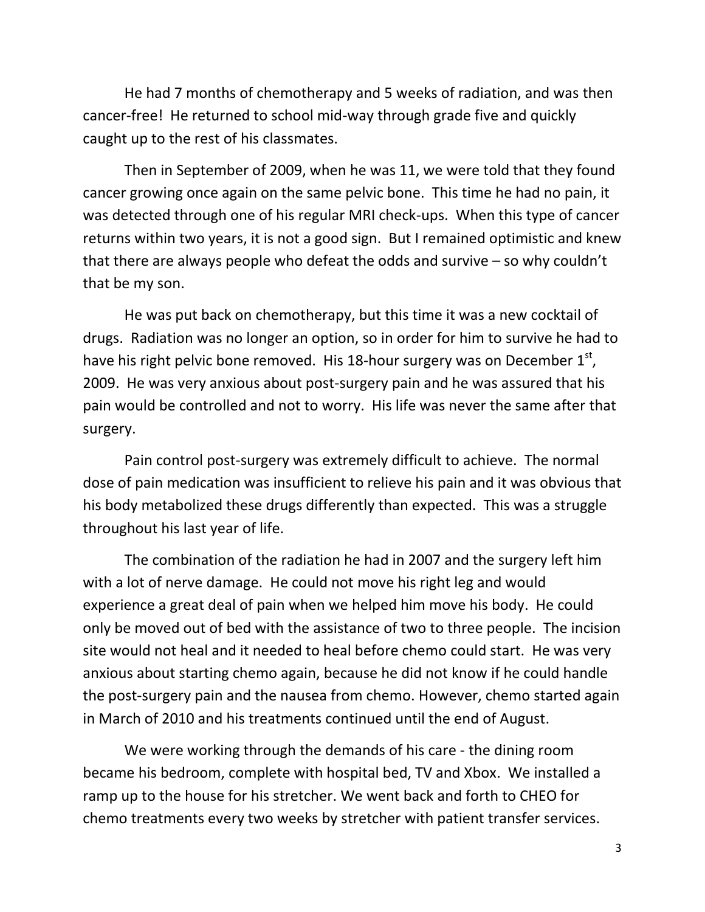He had 7 months of chemotherapy and 5 weeks of radiation, and was then cancer-free! He returned to school mid-way through grade five and quickly caught up to the rest of his classmates.

Then in September of 2009, when he was 11, we were told that they found cancer growing once again on the same pelvic bone. This time he had no pain, it was detected through one of his regular MRI check-ups. When this type of cancer returns within two years, it is not a good sign. But I remained optimistic and knew that there are always people who defeat the odds and survive – so why couldn't that be my son.

He was put back on chemotherapy, but this time it was a new cocktail of drugs. Radiation was no longer an option, so in order for him to survive he had to have his right pelvic bone removed. His 18-hour surgery was on December 1st, 2009. He was very anxious about post-surgery pain and he was assured that his pain would be controlled and not to worry. His life was never the same after that surgery.

Pain control post-surgery was extremely difficult to achieve. The normal dose of pain medication was insufficient to relieve his pain and it was obvious that his body metabolized these drugs differently than expected. This was a struggle throughout his last year of life.

The combination of the radiation he had in 2007 and the surgery left him with a lot of nerve damage. He could not move his right leg and would experience a great deal of pain when we helped him move his body. He could only be moved out of bed with the assistance of two to three people. The incision site would not heal and it needed to heal before chemo could start. He was very anxious about starting chemo again, because he did not know if he could handle the post-surgery pain and the nausea from chemo. However, chemo started again in March of 2010 and his treatments continued until the end of August.

We were working through the demands of his care - the dining room became his bedroom, complete with hospital bed, TV and Xbox. We installed a ramp up to the house for his stretcher. We went back and forth to CHEO for chemo treatments every two weeks by stretcher with patient transfer services.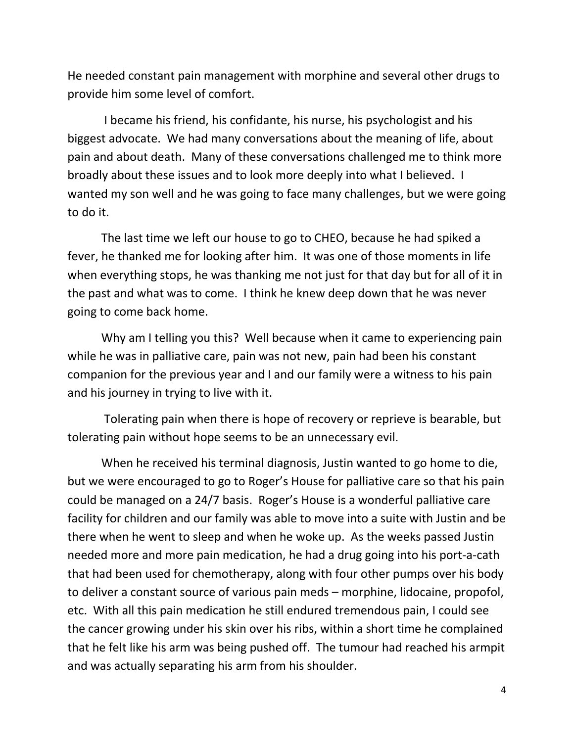He needed constant pain management with morphine and several other drugs to provide him some level of comfort.

I became his friend, his confidante, his nurse, his psychologist and his biggest advocate. We had many conversations about the meaning of life, about pain and about death. Many of these conversations challenged me to think more broadly about these issues and to look more deeply into what I believed. I wanted my son well and he was going to face many challenges, but we were going to do it.

The last time we left our house to go to CHEO, because he had spiked a fever, he thanked me for looking after him. It was one of those moments in life when everything stops, he was thanking me not just for that day but for all of it in the past and what was to come. I think he knew deep down that he was never going to come back home.

Why am I telling you this? Well because when it came to experiencing pain while he was in palliative care, pain was not new, pain had been his constant companion for the previous year and I and our family were a witness to his pain and his journey in trying to live with it.

Tolerating pain when there is hope of recovery or reprieve is bearable, but tolerating pain without hope seems to be an unnecessary evil.

When he received his terminal diagnosis, Justin wanted to go home to die, but we were encouraged to go to Roger's House for palliative care so that his pain could be managed on a 24/7 basis. Roger's House is a wonderful palliative care facility for children and our family was able to move into a suite with Justin and be there when he went to sleep and when he woke up. As the weeks passed Justin needed more and more pain medication, he had a drug going into his port-a-cath that had been used for chemotherapy, along with four other pumps over his body to deliver a constant source of various pain meds – morphine, lidocaine, propofol, etc. With all this pain medication he still endured tremendous pain, I could see the cancer growing under his skin over his ribs, within a short time he complained that he felt like his arm was being pushed off. The tumour had reached his armpit and was actually separating his arm from his shoulder.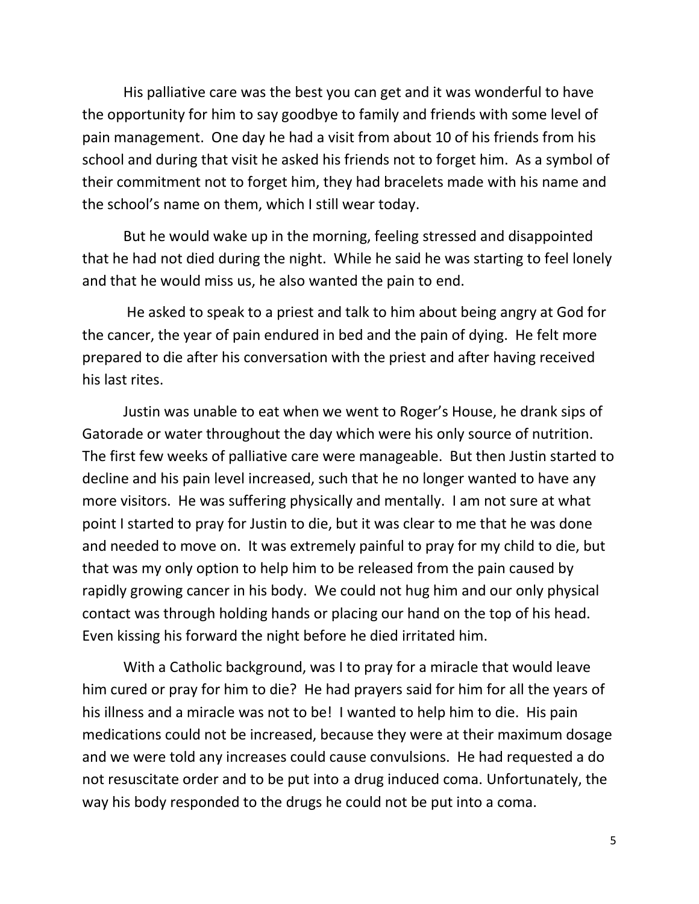His palliative care was the best you can get and it was wonderful to have the opportunity for him to say goodbye to family and friends with some level of pain management. One day he had a visit from about 10 of his friends from his school and during that visit he asked his friends not to forget him. As a symbol of their commitment not to forget him, they had bracelets made with his name and the school's name on them, which I still wear today.

But he would wake up in the morning, feeling stressed and disappointed that he had not died during the night. While he said he was starting to feel lonely and that he would miss us, he also wanted the pain to end.

He asked to speak to a priest and talk to him about being angry at God for the cancer, the year of pain endured in bed and the pain of dying. He felt more prepared to die after his conversation with the priest and after having received his last rites.

Justin was unable to eat when we went to Roger's House, he drank sips of Gatorade or water throughout the day which were his only source of nutrition. The first few weeks of palliative care were manageable. But then Justin started to decline and his pain level increased, such that he no longer wanted to have any more visitors. He was suffering physically and mentally. I am not sure at what point I started to pray for Justin to die, but it was clear to me that he was done and needed to move on. It was extremely painful to pray for my child to die, but that was my only option to help him to be released from the pain caused by rapidly growing cancer in his body. We could not hug him and our only physical contact was through holding hands or placing our hand on the top of his head. Even kissing his forward the night before he died irritated him.

With a Catholic background, was I to pray for a miracle that would leave him cured or pray for him to die? He had prayers said for him for all the years of his illness and a miracle was not to be! I wanted to help him to die. His pain medications could not be increased, because they were at their maximum dosage and we were told any increases could cause convulsions. He had requested a do not resuscitate order and to be put into a drug induced coma. Unfortunately, the way his body responded to the drugs he could not be put into a coma.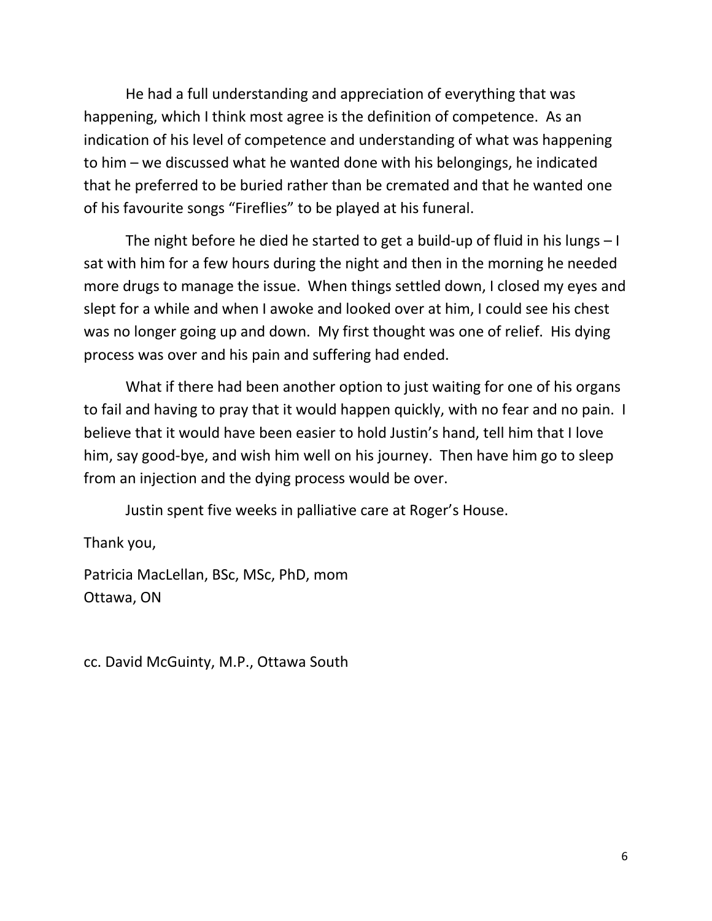He had a full understanding and appreciation of everything that was happening, which I think most agree is the definition of competence. As an indication of his level of competence and understanding of what was happening to him – we discussed what he wanted done with his belongings, he indicated that he preferred to be buried rather than be cremated and that he wanted one of his favourite songs "Fireflies" to be played at his funeral.

The night before he died he started to get a build-up of fluid in his lungs – I sat with him for a few hours during the night and then in the morning he needed more drugs to manage the issue. When things settled down, I closed my eyes and slept for a while and when I awoke and looked over at him, I could see his chest was no longer going up and down. My first thought was one of relief. His dying process was over and his pain and suffering had ended.

What if there had been another option to just waiting for one of his organs to fail and having to pray that it would happen quickly, with no fear and no pain. I believe that it would have been easier to hold Justin's hand, tell him that I love him, say good-bye, and wish him well on his journey. Then have him go to sleep from an injection and the dying process would be over.

Justin spent five weeks in palliative care at Roger's House.

Thank you,

Patricia MacLellan, BSc, MSc, PhD, mom
Ottawa, ON

cc. David McGuinty, M.P., Ottawa South